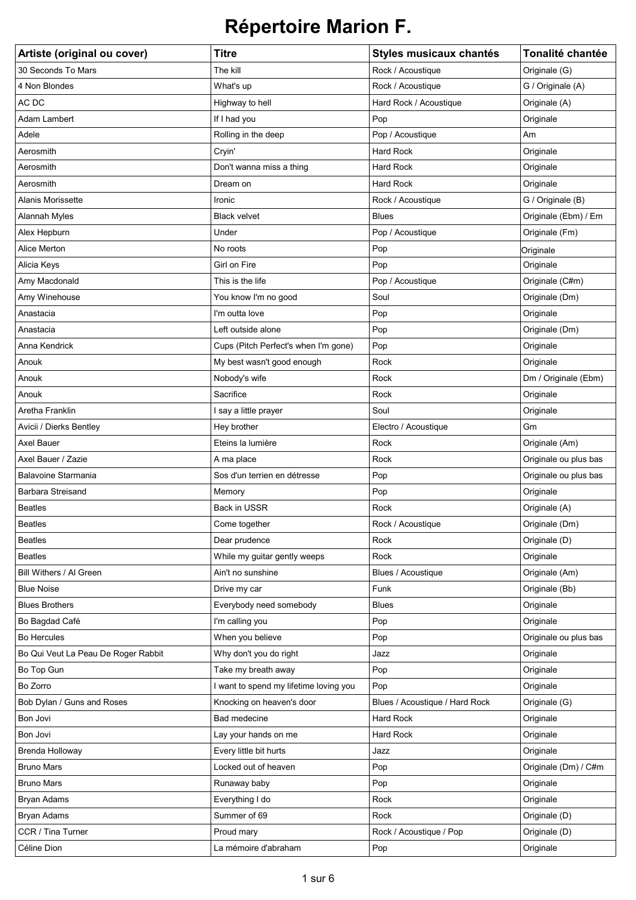# Répertoire Marion F.

| Artiste (original ou cover) | Titre | Styles musicaux chantés | Tonalité chantée |
|---|---|---|---|
| 30 Seconds To Mars | The kill | Rock / Acoustique | Originale (G) |
| 4 Non Blondes | What's up | Rock / Acoustique | G / Originale (A) |
| AC DC | Highway to hell | Hard Rock / Acoustique | Originale (A) |
| Adam Lambert | If I had you | Pop | Originale |
| Adele | Rolling in the deep | Pop / Acoustique | Am |
| Aerosmith | Cryin' | Hard Rock | Originale |
| Aerosmith | Don't wanna miss a thing | Hard Rock | Originale |
| Aerosmith | Dream on | Hard Rock | Originale |
| Alanis Morissette | Ironic | Rock / Acoustique | G / Originale (B) |
| Alannah Myles | Black velvet | Blues | Originale (Ebm) / Em |
| Alex Hepburn | Under | Pop / Acoustique | Originale (Fm) |
| Alice Merton | No roots | Pop | Originale |
| Alicia Keys | Girl on Fire | Pop | Originale |
| Amy Macdonald | This is the life | Pop / Acoustique | Originale (C#m) |
| Amy Winehouse | You know I'm no good | Soul | Originale (Dm) |
| Anastacia | I'm outta love | Pop | Originale |
| Anastacia | Left outside alone | Pop | Originale (Dm) |
| Anna Kendrick | Cups (Pitch Perfect's when I'm gone) | Pop | Originale |
| Anouk | My best wasn't good enough | Rock | Originale |
| Anouk | Nobody's wife | Rock | Dm / Originale (Ebm) |
| Anouk | Sacrifice | Rock | Originale |
| Aretha Franklin | I say a little prayer | Soul | Originale |
| Avicii / Dierks Bentley | Hey brother | Electro / Acoustique | Gm |
| Axel Bauer | Eteins la lumière | Rock | Originale (Am) |
| Axel Bauer / Zazie | A ma place | Rock | Originale ou plus bas |
| Balavoine Starmania | Sos d'un terrien en détresse | Pop | Originale ou plus bas |
| Barbara Streisand | Memory | Pop | Originale |
| Beatles | Back in USSR | Rock | Originale (A) |
| Beatles | Come together | Rock / Acoustique | Originale (Dm) |
| Beatles | Dear prudence | Rock | Originale (D) |
| Beatles | While my guitar gently weeps | Rock | Originale |
| Bill Withers / Al Green | Ain't no sunshine | Blues / Acoustique | Originale (Am) |
| Blue Noise | Drive my car | Funk | Originale (Bb) |
| Blues Brothers | Everybody need somebody | Blues | Originale |
| Bo Bagdad Café | I'm calling you | Pop | Originale |
| Bo Hercules | When you believe | Pop | Originale ou plus bas |
| Bo Qui Veut La Peau De Roger Rabbit | Why don't you do right | Jazz | Originale |
| Bo Top Gun | Take my breath away | Pop | Originale |
| Bo Zorro | I want to spend my lifetime loving you | Pop | Originale |
| Bob Dylan / Guns and Roses | Knocking on heaven's door | Blues / Acoustique / Hard Rock | Originale (G) |
| Bon Jovi | Bad medecine | Hard Rock | Originale |
| Bon Jovi | Lay your hands on me | Hard Rock | Originale |
| Brenda Holloway | Every little bit hurts | Jazz | Originale |
| Bruno Mars | Locked out of heaven | Pop | Originale (Dm) / C#m |
| Bruno Mars | Runaway baby | Pop | Originale |
| Bryan Adams | Everything I do | Rock | Originale |
| Bryan Adams | Summer of 69 | Rock | Originale (D) |
| CCR / Tina Turner | Proud mary | Rock / Acoustique / Pop | Originale (D) |
| Céline Dion | La mémoire d'abraham | Pop | Originale |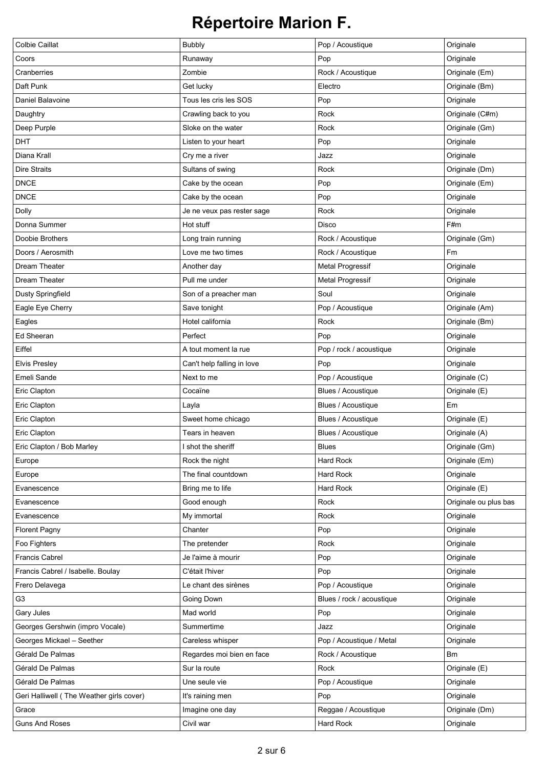# Répertoire Marion F.

| Colbie Caillat | Bubbly | Pop / Acoustique | Originale |
|---|---|---|---|
| Coors | Runaway | Pop | Originale |
| Cranberries | Zombie | Rock / Acoustique | Originale (Em) |
| Daft Punk | Get lucky | Electro | Originale (Bm) |
| Daniel Balavoine | Tous les cris les SOS | Pop | Originale |
| Daughtry | Crawling back to you | Rock | Originale (C#m) |
| Deep Purple | Sloke on the water | Rock | Originale (Gm) |
| DHT | Listen to your heart | Pop | Originale |
| Diana Krall | Cry me a river | Jazz | Originale |
| Dire Straits | Sultans of swing | Rock | Originale (Dm) |
| DNCE | Cake by the ocean | Pop | Originale (Em) |
| DNCE | Cake by the ocean | Pop | Originale |
| Dolly | Je ne veux pas rester sage | Rock | Originale |
| Donna Summer | Hot stuff | Disco | F#m |
| Doobie Brothers | Long train running | Rock / Acoustique | Originale (Gm) |
| Doors / Aerosmith | Love me two times | Rock / Acoustique | Fm |
| Dream Theater | Another day | Metal Progressif | Originale |
| Dream Theater | Pull me under | Metal Progressif | Originale |
| Dusty Springfield | Son of a preacher man | Soul | Originale |
| Eagle Eye Cherry | Save tonight | Pop / Acoustique | Originale (Am) |
| Eagles | Hotel california | Rock | Originale (Bm) |
| Ed Sheeran | Perfect | Pop | Originale |
| Eiffel | A tout moment la rue | Pop / rock / acoustique | Originale |
| Elvis Presley | Can't help falling in love | Pop | Originale |
| Emeli Sande | Next to me | Pop / Acoustique | Originale (C) |
| Eric Clapton | Cocaïne | Blues / Acoustique | Originale (E) |
| Eric Clapton | Layla | Blues / Acoustique | Em |
| Eric Clapton | Sweet home chicago | Blues / Acoustique | Originale (E) |
| Eric Clapton | Tears in heaven | Blues / Acoustique | Originale (A) |
| Eric Clapton / Bob Marley | I shot the sheriff | Blues | Originale (Gm) |
| Europe | Rock the night | Hard Rock | Originale (Em) |
| Europe | The final countdown | Hard Rock | Originale |
| Evanescence | Bring me to life | Hard Rock | Originale (E) |
| Evanescence | Good enough | Rock | Originale ou plus bas |
| Evanescence | My immortal | Rock | Originale |
| Florent Pagny | Chanter | Pop | Originale |
| Foo Fighters | The pretender | Rock | Originale |
| Francis Cabrel | Je l'aime à mourir | Pop | Originale |
| Francis Cabrel / Isabelle. Boulay | C'était l'hiver | Pop | Originale |
| Frero Delavega | Le chant des sirènes | Pop / Acoustique | Originale |
| G3 | Going Down | Blues / rock / acoustique | Originale |
| Gary Jules | Mad world | Pop | Originale |
| Georges Gershwin (impro Vocale) | Summertime | Jazz | Originale |
| Georges Mickael – Seether | Careless whisper | Pop / Acoustique / Metal | Originale |
| Gérald De Palmas | Regardes moi bien en face | Rock / Acoustique | Bm |
| Gérald De Palmas | Sur la route | Rock | Originale (E) |
| Gérald De Palmas | Une seule vie | Pop / Acoustique | Originale |
| Geri Halliwell ( The Weather girls cover) | It's raining men | Pop | Originale |
| Grace | Imagine one day | Reggae / Acoustique | Originale (Dm) |
| Guns And Roses | Civil war | Hard Rock | Originale |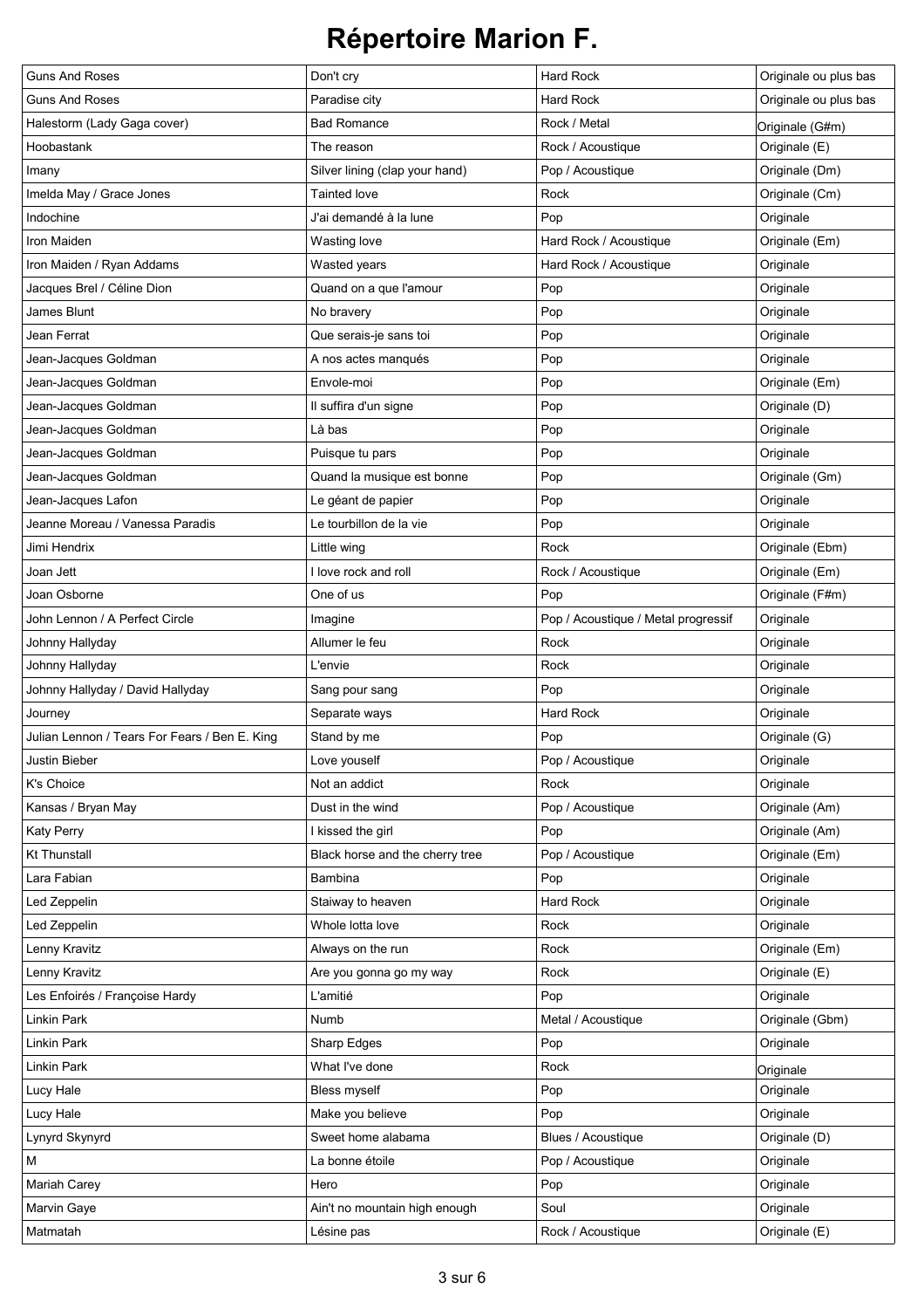# Répertoire Marion F.

| Guns And Roses | Don't cry | Hard Rock | Originale ou plus bas |
|---|---|---|---|
| Guns And Roses | Paradise city | Hard Rock | Originale ou plus bas |
| Halestorm (Lady Gaga cover) | Bad Romance | Rock / Metal | Originale (G#m) |
| Hoobastank | The reason | Rock / Acoustique | Originale (E) |
| Imany | Silver lining (clap your hand) | Pop / Acoustique | Originale (Dm) |
| Imelda May / Grace Jones | Tainted love | Rock | Originale (Cm) |
| Indochine | J'ai demandé à la lune | Pop | Originale |
| Iron Maiden | Wasting love | Hard Rock / Acoustique | Originale (Em) |
| Iron Maiden / Ryan Addams | Wasted years | Hard Rock / Acoustique | Originale |
| Jacques Brel / Céline Dion | Quand on a que l'amour | Pop | Originale |
| James Blunt | No bravery | Pop | Originale |
| Jean Ferrat | Que serais-je sans toi | Pop | Originale |
| Jean-Jacques Goldman | A nos actes manqués | Pop | Originale |
| Jean-Jacques Goldman | Envole-moi | Pop | Originale (Em) |
| Jean-Jacques Goldman | Il suffira d'un signe | Pop | Originale (D) |
| Jean-Jacques Goldman | Là bas | Pop | Originale |
| Jean-Jacques Goldman | Puisque tu pars | Pop | Originale |
| Jean-Jacques Goldman | Quand la musique est bonne | Pop | Originale (Gm) |
| Jean-Jacques Lafon | Le géant de papier | Pop | Originale |
| Jeanne Moreau / Vanessa Paradis | Le tourbillon de la vie | Pop | Originale |
| Jimi Hendrix | Little wing | Rock | Originale (Ebm) |
| Joan Jett | I love rock and roll | Rock / Acoustique | Originale (Em) |
| Joan Osborne | One of us | Pop | Originale (F#m) |
| John Lennon / A Perfect Circle | Imagine | Pop / Acoustique / Metal progressif | Originale |
| Johnny Hallyday | Allumer le feu | Rock | Originale |
| Johnny Hallyday | L'envie | Rock | Originale |
| Johnny Hallyday / David Hallyday | Sang pour sang | Pop | Originale |
| Journey | Separate ways | Hard Rock | Originale |
| Julian Lennon / Tears For Fears / Ben E. King | Stand by me | Pop | Originale (G) |
| Justin Bieber | Love youself | Pop / Acoustique | Originale |
| K's Choice | Not an addict | Rock | Originale |
| Kansas / Bryan May | Dust in the wind | Pop / Acoustique | Originale (Am) |
| Katy Perry | I kissed the girl | Pop | Originale (Am) |
| Kt Thunstall | Black horse and the cherry tree | Pop / Acoustique | Originale (Em) |
| Lara Fabian | Bambina | Pop | Originale |
| Led Zeppelin | Staiway to heaven | Hard Rock | Originale |
| Led Zeppelin | Whole lotta love | Rock | Originale |
| Lenny Kravitz | Always on the run | Rock | Originale (Em) |
| Lenny Kravitz | Are you gonna go my way | Rock | Originale (E) |
| Les Enfoirés / Françoise Hardy | L'amitié | Pop | Originale |
| Linkin Park | Numb | Metal / Acoustique | Originale (Gbm) |
| Linkin Park | Sharp Edges | Pop | Originale |
| Linkin Park | What I've done | Rock | Originale |
| Lucy Hale | Bless myself | Pop | Originale |
| Lucy Hale | Make you believe | Pop | Originale |
| Lynyrd Skynyrd | Sweet home alabama | Blues / Acoustique | Originale (D) |
| M | La bonne étoile | Pop / Acoustique | Originale |
| Mariah Carey | Hero | Pop | Originale |
| Marvin Gaye | Ain't no mountain high enough | Soul | Originale |
| Matmatah | Lésine pas | Rock / Acoustique | Originale (E) |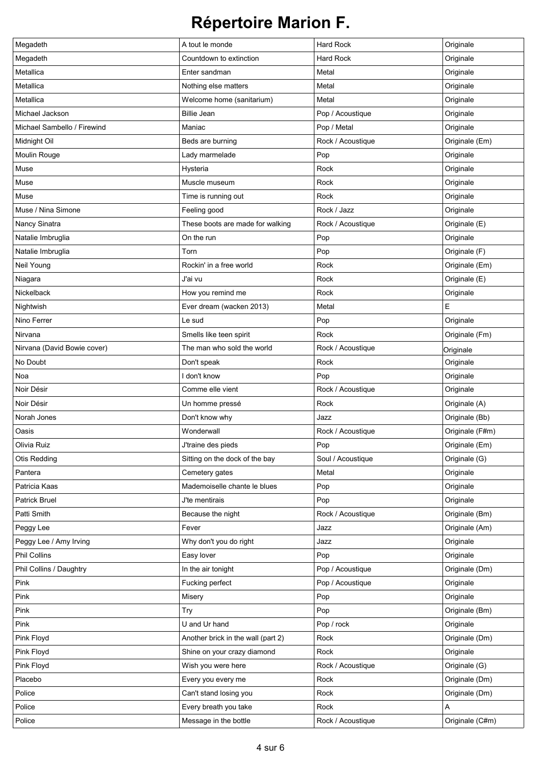# Répertoire Marion F.

| | | | |
|---|---|---|---|
| Megadeth | A tout le monde | Hard Rock | Originale |
| Megadeth | Countdown to extinction | Hard Rock | Originale |
| Metallica | Enter sandman | Metal | Originale |
| Metallica | Nothing else matters | Metal | Originale |
| Metallica | Welcome home (sanitarium) | Metal | Originale |
| Michael Jackson | Billie Jean | Pop / Acoustique | Originale |
| Michael Sambello / Firewind | Maniac | Pop / Metal | Originale |
| Midnight Oil | Beds are burning | Rock / Acoustique | Originale (Em) |
| Moulin Rouge | Lady marmelade | Pop | Originale |
| Muse | Hysteria | Rock | Originale |
| Muse | Muscle museum | Rock | Originale |
| Muse | Time is running out | Rock | Originale |
| Muse / Nina Simone | Feeling good | Rock / Jazz | Originale |
| Nancy Sinatra | These boots are made for walking | Rock / Acoustique | Originale (E) |
| Natalie Imbruglia | On the run | Pop | Originale |
| Natalie Imbruglia | Torn | Pop | Originale (F) |
| Neil Young | Rockin' in a free world | Rock | Originale (Em) |
| Niagara | J'ai vu | Rock | Originale (E) |
| Nickelback | How you remind me | Rock | Originale |
| Nightwish | Ever dream (wacken 2013) | Metal | E |
| Nino Ferrer | Le sud | Pop | Originale |
| Nirvana | Smells like teen spirit | Rock | Originale (Fm) |
| Nirvana (David Bowie cover) | The man who sold the world | Rock / Acoustique | Originale |
| No Doubt | Don't speak | Rock | Originale |
| Noa | I don't know | Pop | Originale |
| Noir Désir | Comme elle vient | Rock / Acoustique | Originale |
| Noir Désir | Un homme pressé | Rock | Originale (A) |
| Norah Jones | Don't know why | Jazz | Originale (Bb) |
| Oasis | Wonderwall | Rock / Acoustique | Originale (F#m) |
| Olivia Ruiz | J'traine des pieds | Pop | Originale (Em) |
| Otis Redding | Sitting on the dock of the bay | Soul / Acoustique | Originale (G) |
| Pantera | Cemetery gates | Metal | Originale |
| Patricia Kaas | Mademoiselle chante le blues | Pop | Originale |
| Patrick Bruel | J'te mentirais | Pop | Originale |
| Patti Smith | Because the night | Rock / Acoustique | Originale (Bm) |
| Peggy Lee | Fever | Jazz | Originale (Am) |
| Peggy Lee / Amy Irving | Why don't you do right | Jazz | Originale |
| Phil Collins | Easy lover | Pop | Originale |
| Phil Collins / Daughtry | In the air tonight | Pop / Acoustique | Originale (Dm) |
| Pink | Fucking perfect | Pop / Acoustique | Originale |
| Pink | Misery | Pop | Originale |
| Pink | Try | Pop | Originale (Bm) |
| Pink | U and Ur hand | Pop / rock | Originale |
| Pink Floyd | Another brick in the wall (part 2) | Rock | Originale (Dm) |
| Pink Floyd | Shine on your crazy diamond | Rock | Originale |
| Pink Floyd | Wish you were here | Rock / Acoustique | Originale (G) |
| Placebo | Every you every me | Rock | Originale (Dm) |
| Police | Can't stand losing you | Rock | Originale (Dm) |
| Police | Every breath you take | Rock | A |
| Police | Message in the bottle | Rock / Acoustique | Originale (C#m) |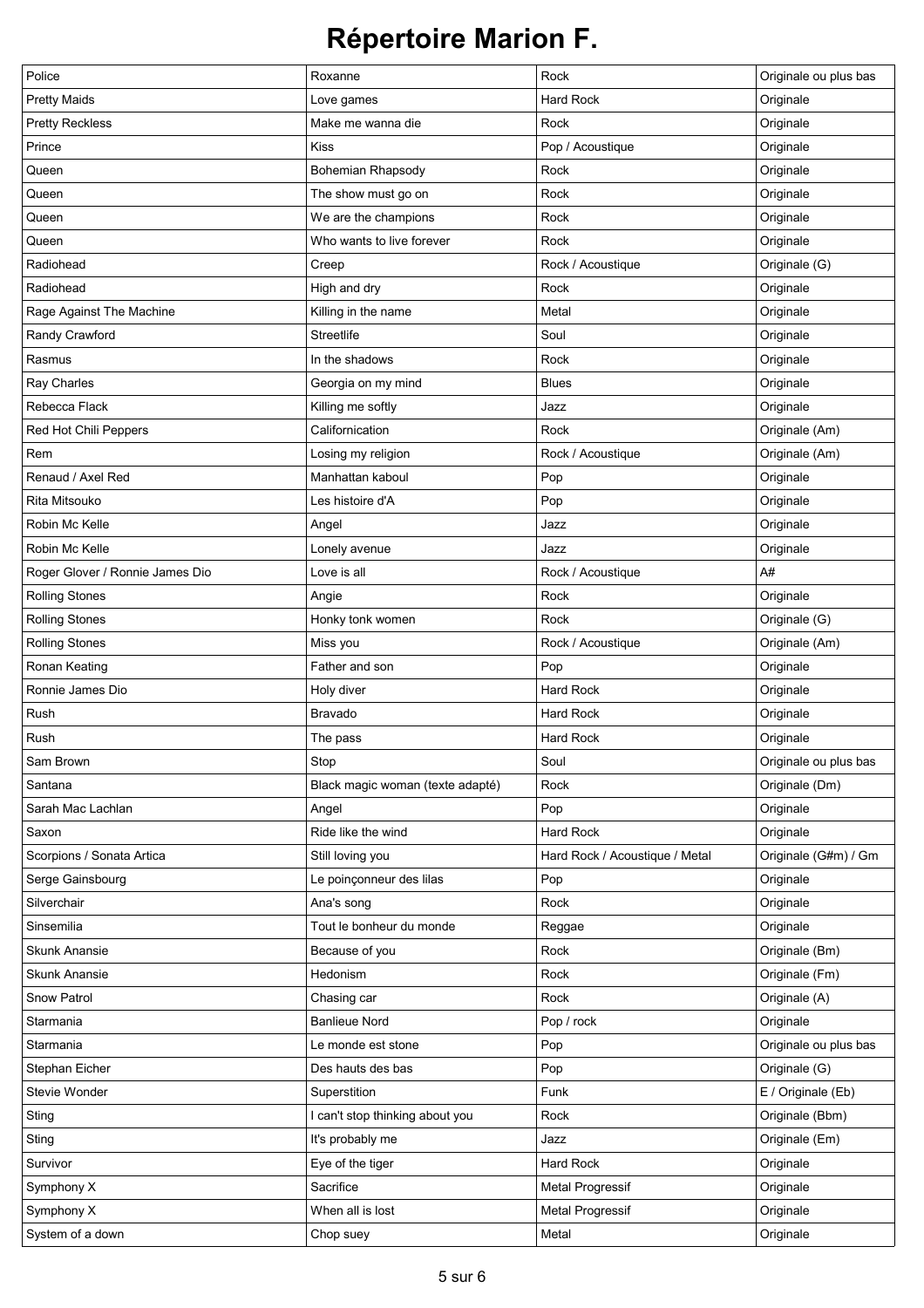# Répertoire Marion F.

| Police | Roxanne | Rock | Originale ou plus bas |
|---|---|---|---|
| Pretty Maids | Love games | Hard Rock | Originale |
| Pretty Reckless | Make me wanna die | Rock | Originale |
| Prince | Kiss | Pop / Acoustique | Originale |
| Queen | Bohemian Rhapsody | Rock | Originale |
| Queen | The show must go on | Rock | Originale |
| Queen | We are the champions | Rock | Originale |
| Queen | Who wants to live forever | Rock | Originale |
| Radiohead | Creep | Rock / Acoustique | Originale (G) |
| Radiohead | High and dry | Rock | Originale |
| Rage Against The Machine | Killing in the name | Metal | Originale |
| Randy Crawford | Streetlife | Soul | Originale |
| Rasmus | In the shadows | Rock | Originale |
| Ray Charles | Georgia on my mind | Blues | Originale |
| Rebecca Flack | Killing me softly | Jazz | Originale |
| Red Hot Chili Peppers | Californication | Rock | Originale (Am) |
| Rem | Losing my religion | Rock / Acoustique | Originale (Am) |
| Renaud / Axel Red | Manhattan kaboul | Pop | Originale |
| Rita Mitsouko | Les histoire d'A | Pop | Originale |
| Robin Mc Kelle | Angel | Jazz | Originale |
| Robin Mc Kelle | Lonely avenue | Jazz | Originale |
| Roger Glover / Ronnie James Dio | Love is all | Rock / Acoustique | A# |
| Rolling Stones | Angie | Rock | Originale |
| Rolling Stones | Honky tonk women | Rock | Originale (G) |
| Rolling Stones | Miss you | Rock / Acoustique | Originale (Am) |
| Ronan Keating | Father and son | Pop | Originale |
| Ronnie James Dio | Holy diver | Hard Rock | Originale |
| Rush | Bravado | Hard Rock | Originale |
| Rush | The pass | Hard Rock | Originale |
| Sam Brown | Stop | Soul | Originale ou plus bas |
| Santana | Black magic woman (texte adapté) | Rock | Originale (Dm) |
| Sarah Mac Lachlan | Angel | Pop | Originale |
| Saxon | Ride like the wind | Hard Rock | Originale |
| Scorpions / Sonata Artica | Still loving you | Hard Rock / Acoustique / Metal | Originale (G#m) / Gm |
| Serge Gainsbourg | Le poinçonneur des lilas | Pop | Originale |
| Silverchair | Ana's song | Rock | Originale |
| Sinsemilia | Tout le bonheur du monde | Reggae | Originale |
| Skunk Anansie | Because of you | Rock | Originale (Bm) |
| Skunk Anansie | Hedonism | Rock | Originale (Fm) |
| Snow Patrol | Chasing car | Rock | Originale (A) |
| Starmania | Banlieue Nord | Pop / rock | Originale |
| Starmania | Le monde est stone | Pop | Originale ou plus bas |
| Stephan Eicher | Des hauts des bas | Pop | Originale (G) |
| Stevie Wonder | Superstition | Funk | E / Originale (Eb) |
| Sting | I can't stop thinking about you | Rock | Originale (Bbm) |
| Sting | It's probably me | Jazz | Originale (Em) |
| Survivor | Eye of the tiger | Hard Rock | Originale |
| Symphony X | Sacrifice | Metal Progressif | Originale |
| Symphony X | When all is lost | Metal Progressif | Originale |
| System of a down | Chop suey | Metal | Originale |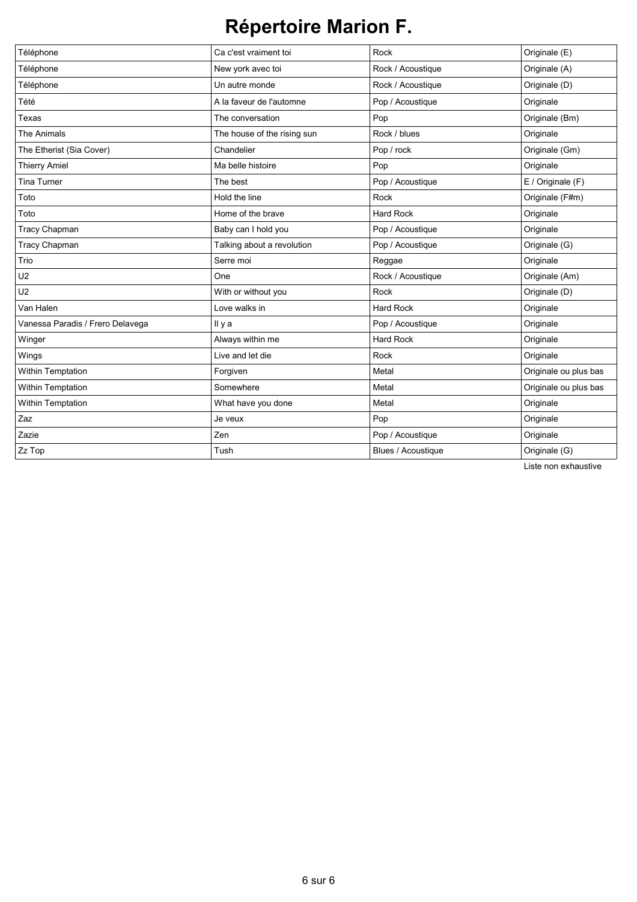# Répertoire Marion F.

| | | | |
|---|---|---|---|
| Téléphone | Ca c'est vraiment toi | Rock | Originale (E) |
| Téléphone | New york avec toi | Rock / Acoustique | Originale (A) |
| Téléphone | Un autre monde | Rock / Acoustique | Originale (D) |
| Tété | A la faveur de l'automne | Pop / Acoustique | Originale |
| Texas | The conversation | Pop | Originale (Bm) |
| The Animals | The house of the rising sun | Rock / blues | Originale |
| The Etherist (Sia Cover) | Chandelier | Pop / rock | Originale (Gm) |
| Thierry Amiel | Ma belle histoire | Pop | Originale |
| Tina Turner | The best | Pop / Acoustique | E / Originale (F) |
| Toto | Hold the line | Rock | Originale (F#m) |
| Toto | Home of the brave | Hard Rock | Originale |
| Tracy Chapman | Baby can I hold you | Pop / Acoustique | Originale |
| Tracy Chapman | Talking about a revolution | Pop / Acoustique | Originale (G) |
| Trio | Serre moi | Reggae | Originale |
| U2 | One | Rock / Acoustique | Originale (Am) |
| U2 | With or without you | Rock | Originale (D) |
| Van Halen | Love walks in | Hard Rock | Originale |
| Vanessa Paradis / Frero Delavega | Il y a | Pop / Acoustique | Originale |
| Winger | Always within me | Hard Rock | Originale |
| Wings | Live and let die | Rock | Originale |
| Within Temptation | Forgiven | Metal | Originale ou plus bas |
| Within Temptation | Somewhere | Metal | Originale ou plus bas |
| Within Temptation | What have you done | Metal | Originale |
| Zaz | Je veux | Pop | Originale |
| Zazie | Zen | Pop / Acoustique | Originale |
| Zz Top | Tush | Blues / Acoustique | Originale (G) |

Liste non exhaustive